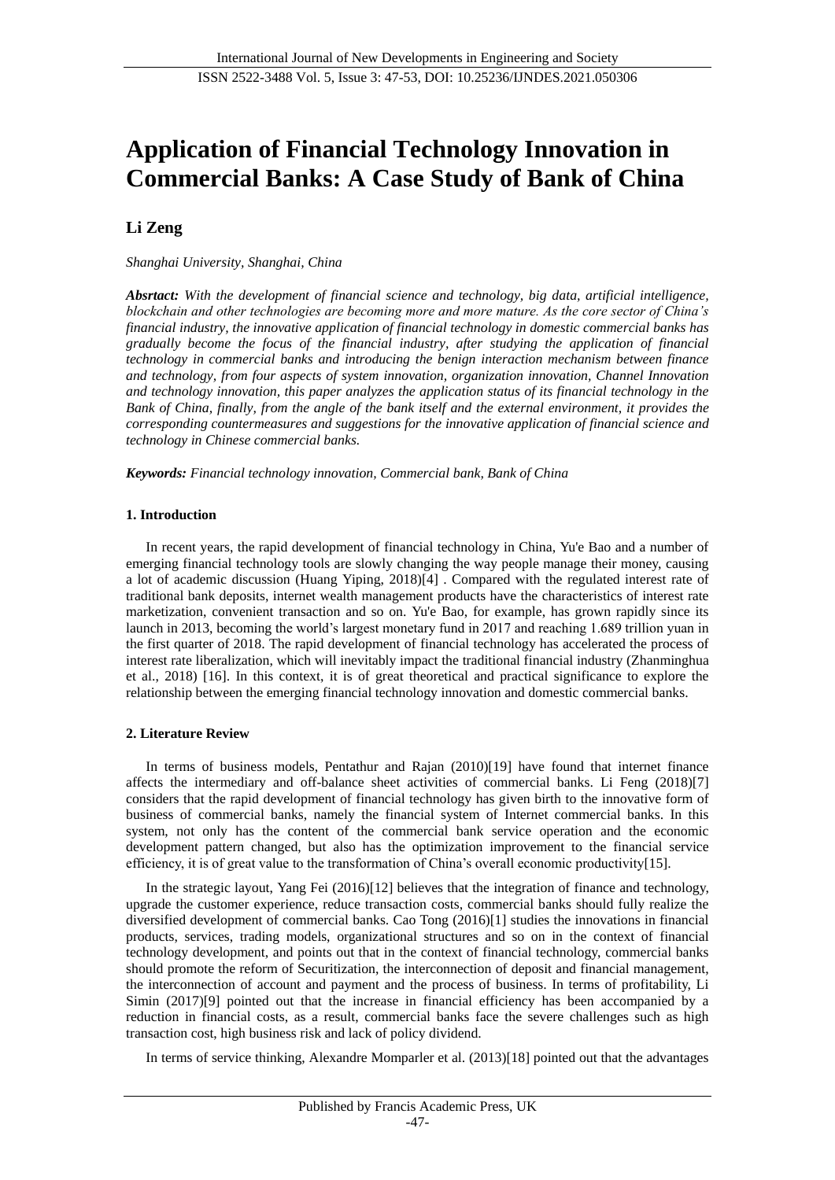# Application of Financial Technology Innovation in Commercial Banks: A Case Study of Bank of China

**Li Zeng**

*Shanghai University, Shanghai, China*

***Absrtact:*** *With the development of financial science and technology, big data, artificial intelligence, blockchain and other technologies are becoming more and more mature. As the core sector of China's financial industry, the innovative application of financial technology in domestic commercial banks has gradually become the focus of the financial industry, after studying the application of financial technology in commercial banks and introducing the benign interaction mechanism between finance and technology, from four aspects of system innovation, organization innovation, Channel Innovation and technology innovation, this paper analyzes the application status of its financial technology in the Bank of China, finally, from the angle of the bank itself and the external environment, it provides the corresponding countermeasures and suggestions for the innovative application of financial science and technology in Chinese commercial banks.*

***Keywords:*** *Financial technology innovation, Commercial bank, Bank of China*

## 1. Introduction

In recent years, the rapid development of financial technology in China, Yu'e Bao and a number of emerging financial technology tools are slowly changing the way people manage their money, causing a lot of academic discussion (Huang Yiping, 2018)[4] . Compared with the regulated interest rate of traditional bank deposits, internet wealth management products have the characteristics of interest rate marketization, convenient transaction and so on. Yu'e Bao, for example, has grown rapidly since its launch in 2013, becoming the world's largest monetary fund in 2017 and reaching 1.689 trillion yuan in the first quarter of 2018. The rapid development of financial technology has accelerated the process of interest rate liberalization, which will inevitably impact the traditional financial industry (Zhanminghua et al., 2018) [16]. In this context, it is of great theoretical and practical significance to explore the relationship between the emerging financial technology innovation and domestic commercial banks.

## 2. Literature Review

In terms of business models, Pentathur and Rajan (2010)[19] have found that internet finance affects the intermediary and off-balance sheet activities of commercial banks. Li Feng (2018)[7] considers that the rapid development of financial technology has given birth to the innovative form of business of commercial banks, namely the financial system of Internet commercial banks. In this system, not only has the content of the commercial bank service operation and the economic development pattern changed, but also has the optimization improvement to the financial service efficiency, it is of great value to the transformation of China's overall economic productivity[15].

In the strategic layout, Yang Fei (2016)[12] believes that the integration of finance and technology, upgrade the customer experience, reduce transaction costs, commercial banks should fully realize the diversified development of commercial banks. Cao Tong (2016)[1] studies the innovations in financial products, services, trading models, organizational structures and so on in the context of financial technology development, and points out that in the context of financial technology, commercial banks should promote the reform of Securitization, the interconnection of deposit and financial management, the interconnection of account and payment and the process of business. In terms of profitability, Li Simin (2017)[9] pointed out that the increase in financial efficiency has been accompanied by a reduction in financial costs, as a result, commercial banks face the severe challenges such as high transaction cost, high business risk and lack of policy dividend.

In terms of service thinking, Alexandre Momparler et al. (2013)[18] pointed out that the advantages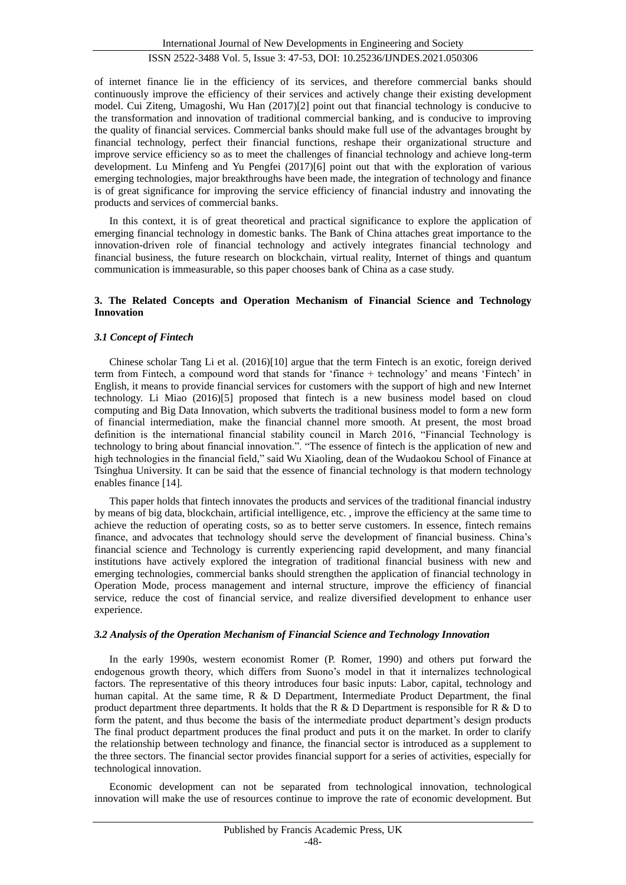of internet finance lie in the efficiency of its services, and therefore commercial banks should continuously improve the efficiency of their services and actively change their existing development model. Cui Ziteng, Umagoshi, Wu Han (2017)[2] point out that financial technology is conducive to the transformation and innovation of traditional commercial banking, and is conducive to improving the quality of financial services. Commercial banks should make full use of the advantages brought by financial technology, perfect their financial functions, reshape their organizational structure and improve service efficiency so as to meet the challenges of financial technology and achieve long-term development. Lu Minfeng and Yu Pengfei (2017)[6] point out that with the exploration of various emerging technologies, major breakthroughs have been made, the integration of technology and finance is of great significance for improving the service efficiency of financial industry and innovating the products and services of commercial banks.

In this context, it is of great theoretical and practical significance to explore the application of emerging financial technology in domestic banks. The Bank of China attaches great importance to the innovation-driven role of financial technology and actively integrates financial technology and financial business, the future research on blockchain, virtual reality, Internet of things and quantum communication is immeasurable, so this paper chooses bank of China as a case study.

## 3. The Related Concepts and Operation Mechanism of Financial Science and Technology Innovation

### *3.1 Concept of Fintech*

Chinese scholar Tang Li et al. (2016)[10] argue that the term Fintech is an exotic, foreign derived term from Fintech, a compound word that stands for 'finance + technology' and means 'Fintech' in English, it means to provide financial services for customers with the support of high and new Internet technology. Li Miao (2016)[5] proposed that fintech is a new business model based on cloud computing and Big Data Innovation, which subverts the traditional business model to form a new form of financial intermediation, make the financial channel more smooth. At present, the most broad definition is the international financial stability council in March 2016, "Financial Technology is technology to bring about financial innovation.". "The essence of fintech is the application of new and high technologies in the financial field," said Wu Xiaoling, dean of the Wudaokou School of Finance at Tsinghua University. It can be said that the essence of financial technology is that modern technology enables finance [14].

This paper holds that fintech innovates the products and services of the traditional financial industry by means of big data, blockchain, artificial intelligence, etc. , improve the efficiency at the same time to achieve the reduction of operating costs, so as to better serve customers. In essence, fintech remains finance, and advocates that technology should serve the development of financial business. China's financial science and Technology is currently experiencing rapid development, and many financial institutions have actively explored the integration of traditional financial business with new and emerging technologies, commercial banks should strengthen the application of financial technology in Operation Mode, process management and internal structure, improve the efficiency of financial service, reduce the cost of financial service, and realize diversified development to enhance user experience.

### *3.2 Analysis of the Operation Mechanism of Financial Science and Technology Innovation*

In the early 1990s, western economist Romer (P. Romer, 1990) and others put forward the endogenous growth theory, which differs from Suono's model in that it internalizes technological factors. The representative of this theory introduces four basic inputs: Labor, capital, technology and human capital. At the same time, R & D Department, Intermediate Product Department, the final product department three departments. It holds that the R & D Department is responsible for R & D to form the patent, and thus become the basis of the intermediate product department's design products The final product department produces the final product and puts it on the market. In order to clarify the relationship between technology and finance, the financial sector is introduced as a supplement to the three sectors. The financial sector provides financial support for a series of activities, especially for technological innovation.

Economic development can not be separated from technological innovation, technological innovation will make the use of resources continue to improve the rate of economic development. But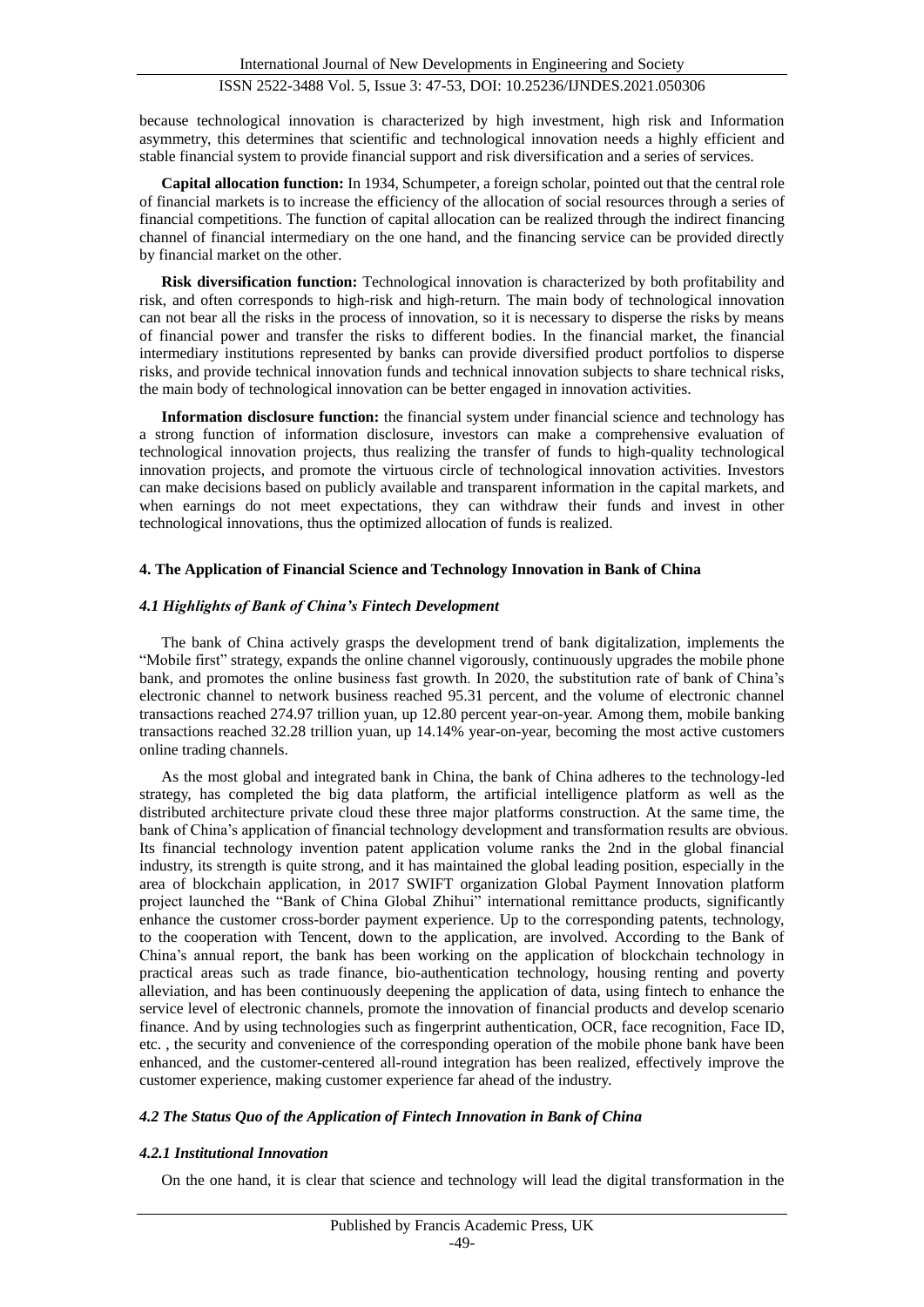because technological innovation is characterized by high investment, high risk and Information asymmetry, this determines that scientific and technological innovation needs a highly efficient and stable financial system to provide financial support and risk diversification and a series of services.

**Capital allocation function:** In 1934, Schumpeter, a foreign scholar, pointed out that the central role of financial markets is to increase the efficiency of the allocation of social resources through a series of financial competitions. The function of capital allocation can be realized through the indirect financing channel of financial intermediary on the one hand, and the financing service can be provided directly by financial market on the other.

**Risk diversification function:** Technological innovation is characterized by both profitability and risk, and often corresponds to high-risk and high-return. The main body of technological innovation can not bear all the risks in the process of innovation, so it is necessary to disperse the risks by means of financial power and transfer the risks to different bodies. In the financial market, the financial intermediary institutions represented by banks can provide diversified product portfolios to disperse risks, and provide technical innovation funds and technical innovation subjects to share technical risks, the main body of technological innovation can be better engaged in innovation activities.

**Information disclosure function:** the financial system under financial science and technology has a strong function of information disclosure, investors can make a comprehensive evaluation of technological innovation projects, thus realizing the transfer of funds to high-quality technological innovation projects, and promote the virtuous circle of technological innovation activities. Investors can make decisions based on publicly available and transparent information in the capital markets, and when earnings do not meet expectations, they can withdraw their funds and invest in other technological innovations, thus the optimized allocation of funds is realized.

## 4. The Application of Financial Science and Technology Innovation in Bank of China

### *4.1 Highlights of Bank of China's Fintech Development*

The bank of China actively grasps the development trend of bank digitalization, implements the "Mobile first" strategy, expands the online channel vigorously, continuously upgrades the mobile phone bank, and promotes the online business fast growth. In 2020, the substitution rate of bank of China's electronic channel to network business reached 95.31 percent, and the volume of electronic channel transactions reached 274.97 trillion yuan, up 12.80 percent year-on-year. Among them, mobile banking transactions reached 32.28 trillion yuan, up 14.14% year-on-year, becoming the most active customers online trading channels.

As the most global and integrated bank in China, the bank of China adheres to the technology-led strategy, has completed the big data platform, the artificial intelligence platform as well as the distributed architecture private cloud these three major platforms construction. At the same time, the bank of China's application of financial technology development and transformation results are obvious. Its financial technology invention patent application volume ranks the 2nd in the global financial industry, its strength is quite strong, and it has maintained the global leading position, especially in the area of blockchain application, in 2017 SWIFT organization Global Payment Innovation platform project launched the "Bank of China Global Zhihui" international remittance products, significantly enhance the customer cross-border payment experience. Up to the corresponding patents, technology, to the cooperation with Tencent, down to the application, are involved. According to the Bank of China's annual report, the bank has been working on the application of blockchain technology in practical areas such as trade finance, bio-authentication technology, housing renting and poverty alleviation, and has been continuously deepening the application of data, using fintech to enhance the service level of electronic channels, promote the innovation of financial products and develop scenario finance. And by using technologies such as fingerprint authentication, OCR, face recognition, Face ID, etc. , the security and convenience of the corresponding operation of the mobile phone bank have been enhanced, and the customer-centered all-round integration has been realized, effectively improve the customer experience, making customer experience far ahead of the industry.

### *4.2 The Status Quo of the Application of Fintech Innovation in Bank of China*

#### *4.2.1 Institutional Innovation*

On the one hand, it is clear that science and technology will lead the digital transformation in the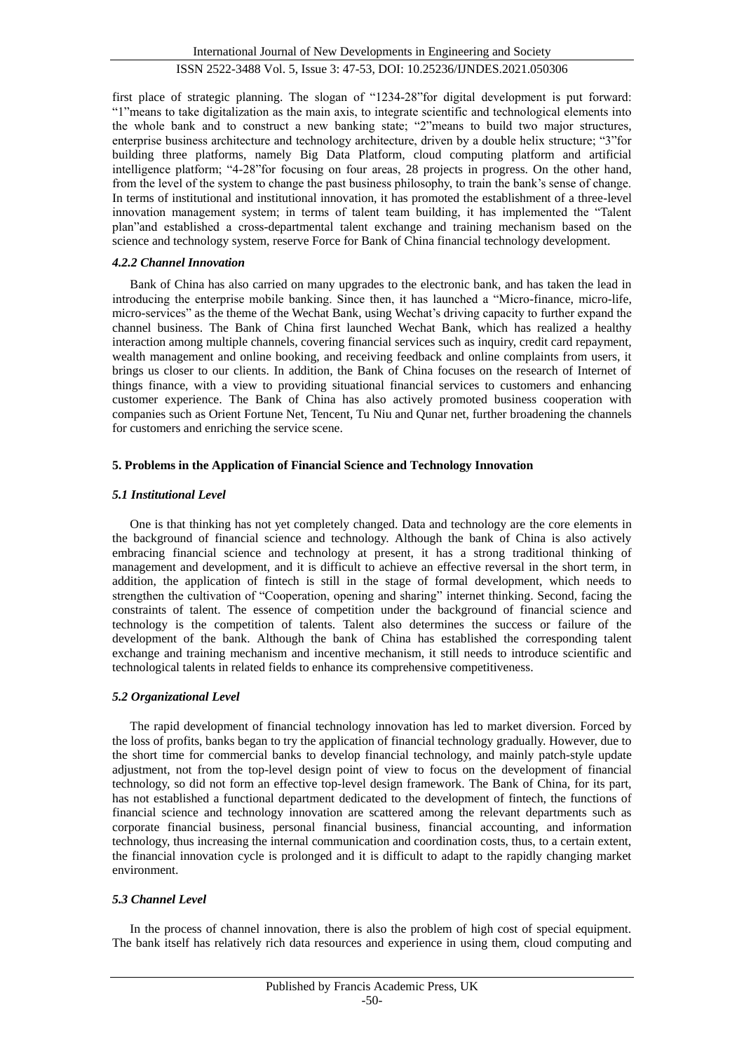first place of strategic planning. The slogan of "1234-28"for digital development is put forward: "1"means to take digitalization as the main axis, to integrate scientific and technological elements into the whole bank and to construct a new banking state; "2"means to build two major structures, enterprise business architecture and technology architecture, driven by a double helix structure; "3"for building three platforms, namely Big Data Platform, cloud computing platform and artificial intelligence platform; "4-28"for focusing on four areas, 28 projects in progress. On the other hand, from the level of the system to change the past business philosophy, to train the bank's sense of change. In terms of institutional and institutional innovation, it has promoted the establishment of a three-level innovation management system; in terms of talent team building, it has implemented the "Talent plan"and established a cross-departmental talent exchange and training mechanism based on the science and technology system, reserve Force for Bank of China financial technology development.

#### *4.2.2 Channel Innovation*

Bank of China has also carried on many upgrades to the electronic bank, and has taken the lead in introducing the enterprise mobile banking. Since then, it has launched a "Micro-finance, micro-life, micro-services" as the theme of the Wechat Bank, using Wechat's driving capacity to further expand the channel business. The Bank of China first launched Wechat Bank, which has realized a healthy interaction among multiple channels, covering financial services such as inquiry, credit card repayment, wealth management and online booking, and receiving feedback and online complaints from users, it brings us closer to our clients. In addition, the Bank of China focuses on the research of Internet of things finance, with a view to providing situational financial services to customers and enhancing customer experience. The Bank of China has also actively promoted business cooperation with companies such as Orient Fortune Net, Tencent, Tu Niu and Qunar net, further broadening the channels for customers and enriching the service scene.

## **5. Problems in the Application of Financial Science and Technology Innovation**

### *5.1 Institutional Level*

One is that thinking has not yet completely changed. Data and technology are the core elements in the background of financial science and technology. Although the bank of China is also actively embracing financial science and technology at present, it has a strong traditional thinking of management and development, and it is difficult to achieve an effective reversal in the short term, in addition, the application of fintech is still in the stage of formal development, which needs to strengthen the cultivation of "Cooperation, opening and sharing" internet thinking. Second, facing the constraints of talent. The essence of competition under the background of financial science and technology is the competition of talents. Talent also determines the success or failure of the development of the bank. Although the bank of China has established the corresponding talent exchange and training mechanism and incentive mechanism, it still needs to introduce scientific and technological talents in related fields to enhance its comprehensive competitiveness.

### *5.2 Organizational Level*

The rapid development of financial technology innovation has led to market diversion. Forced by the loss of profits, banks began to try the application of financial technology gradually. However, due to the short time for commercial banks to develop financial technology, and mainly patch-style update adjustment, not from the top-level design point of view to focus on the development of financial technology, so did not form an effective top-level design framework. The Bank of China, for its part, has not established a functional department dedicated to the development of fintech, the functions of financial science and technology innovation are scattered among the relevant departments such as corporate financial business, personal financial business, financial accounting, and information technology, thus increasing the internal communication and coordination costs, thus, to a certain extent, the financial innovation cycle is prolonged and it is difficult to adapt to the rapidly changing market environment.

### *5.3 Channel Level*

In the process of channel innovation, there is also the problem of high cost of special equipment. The bank itself has relatively rich data resources and experience in using them, cloud computing and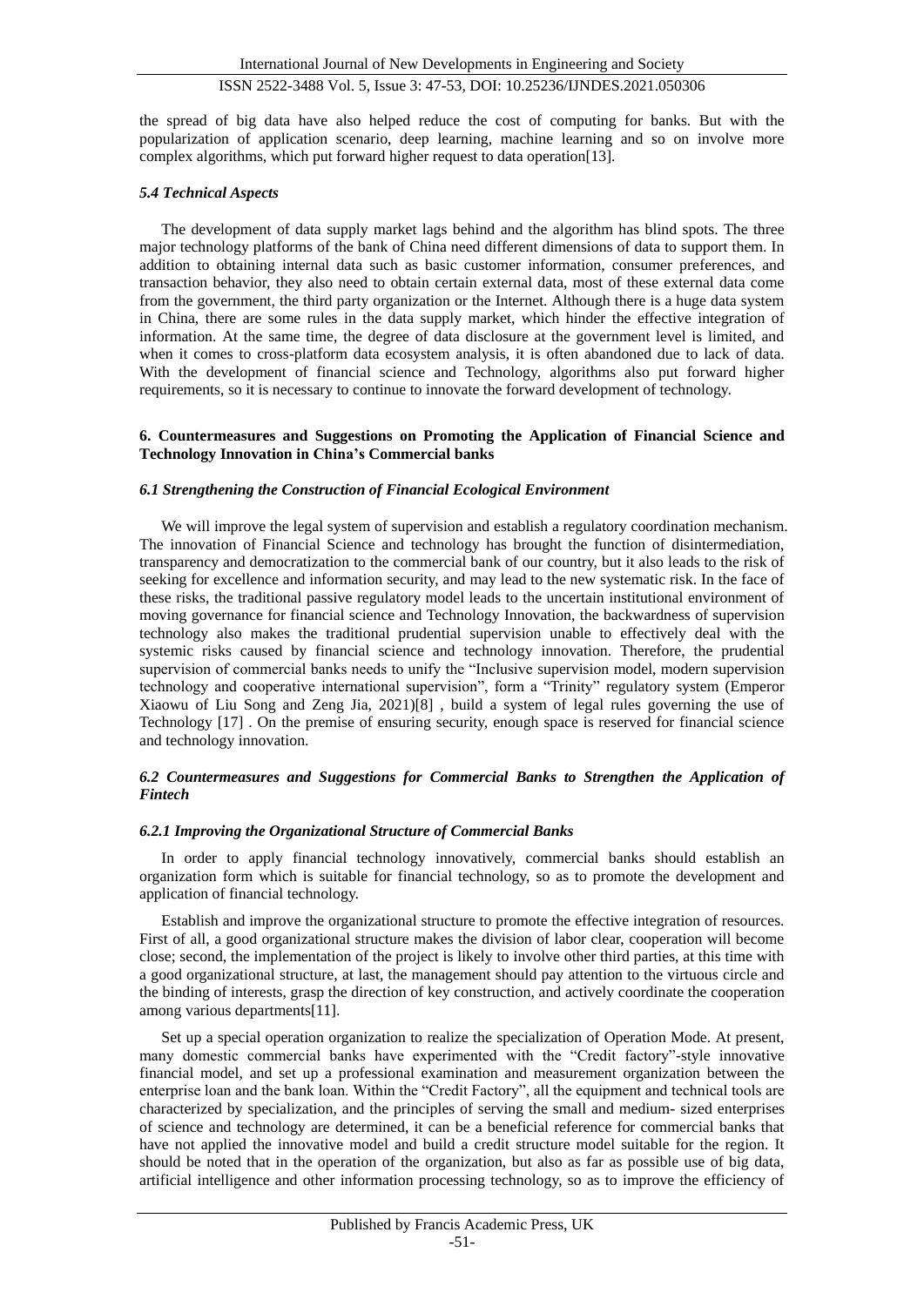the spread of big data have also helped reduce the cost of computing for banks. But with the popularization of application scenario, deep learning, machine learning and so on involve more complex algorithms, which put forward higher request to data operation[13].

### *5.4 Technical Aspects*

The development of data supply market lags behind and the algorithm has blind spots. The three major technology platforms of the bank of China need different dimensions of data to support them. In addition to obtaining internal data such as basic customer information, consumer preferences, and transaction behavior, they also need to obtain certain external data, most of these external data come from the government, the third party organization or the Internet. Although there is a huge data system in China, there are some rules in the data supply market, which hinder the effective integration of information. At the same time, the degree of data disclosure at the government level is limited, and when it comes to cross-platform data ecosystem analysis, it is often abandoned due to lack of data. With the development of financial science and Technology, algorithms also put forward higher requirements, so it is necessary to continue to innovate the forward development of technology.

## 6. Countermeasures and Suggestions on Promoting the Application of Financial Science and Technology Innovation in China's Commercial banks

### *6.1 Strengthening the Construction of Financial Ecological Environment*

We will improve the legal system of supervision and establish a regulatory coordination mechanism. The innovation of Financial Science and technology has brought the function of disintermediation, transparency and democratization to the commercial bank of our country, but it also leads to the risk of seeking for excellence and information security, and may lead to the new systematic risk. In the face of these risks, the traditional passive regulatory model leads to the uncertain institutional environment of moving governance for financial science and Technology Innovation, the backwardness of supervision technology also makes the traditional prudential supervision unable to effectively deal with the systemic risks caused by financial science and technology innovation. Therefore, the prudential supervision of commercial banks needs to unify the "Inclusive supervision model, modern supervision technology and cooperative international supervision", form a "Trinity" regulatory system (Emperor Xiaowu of Liu Song and Zeng Jia, 2021)[8] , build a system of legal rules governing the use of Technology [17] . On the premise of ensuring security, enough space is reserved for financial science and technology innovation.

### *6.2 Countermeasures and Suggestions for Commercial Banks to Strengthen the Application of Fintech*

#### *6.2.1 Improving the Organizational Structure of Commercial Banks*

In order to apply financial technology innovatively, commercial banks should establish an organization form which is suitable for financial technology, so as to promote the development and application of financial technology.

Establish and improve the organizational structure to promote the effective integration of resources. First of all, a good organizational structure makes the division of labor clear, cooperation will become close; second, the implementation of the project is likely to involve other third parties, at this time with a good organizational structure, at last, the management should pay attention to the virtuous circle and the binding of interests, grasp the direction of key construction, and actively coordinate the cooperation among various departments[11].

Set up a special operation organization to realize the specialization of Operation Mode. At present, many domestic commercial banks have experimented with the "Credit factory"-style innovative financial model, and set up a professional examination and measurement organization between the enterprise loan and the bank loan. Within the "Credit Factory", all the equipment and technical tools are characterized by specialization, and the principles of serving the small and medium- sized enterprises of science and technology are determined, it can be a beneficial reference for commercial banks that have not applied the innovative model and build a credit structure model suitable for the region. It should be noted that in the operation of the organization, but also as far as possible use of big data, artificial intelligence and other information processing technology, so as to improve the efficiency of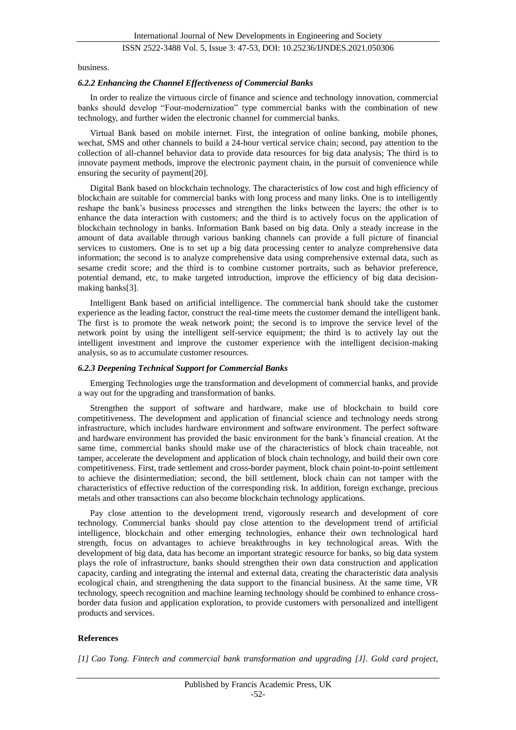business.

#### *6.2.2 Enhancing the Channel Effectiveness of Commercial Banks*

In order to realize the virtuous circle of finance and science and technology innovation, commercial banks should develop "Four-modernization" type commercial banks with the combination of new technology, and further widen the electronic channel for commercial banks.

Virtual Bank based on mobile internet. First, the integration of online banking, mobile phones, wechat, SMS and other channels to build a 24-hour vertical service chain; second, pay attention to the collection of all-channel behavior data to provide data resources for big data analysis; The third is to innovate payment methods, improve the electronic payment chain, in the pursuit of convenience while ensuring the security of payment[20].

Digital Bank based on blockchain technology. The characteristics of low cost and high efficiency of blockchain are suitable for commercial banks with long process and many links. One is to intelligently reshape the bank's business processes and strengthen the links between the layers; the other is to enhance the data interaction with customers; and the third is to actively focus on the application of blockchain technology in banks. Information Bank based on big data. Only a steady increase in the amount of data available through various banking channels can provide a full picture of financial services to customers. One is to set up a big data processing center to analyze comprehensive data information; the second is to analyze comprehensive data using comprehensive external data, such as sesame credit score; and the third is to combine customer portraits, such as behavior preference, potential demand, etc, to make targeted introduction, improve the efficiency of big data decision-making banks[3].

Intelligent Bank based on artificial intelligence. The commercial bank should take the customer experience as the leading factor, construct the real-time meets the customer demand the intelligent bank. The first is to promote the weak network point; the second is to improve the service level of the network point by using the intelligent self-service equipment; the third is to actively lay out the intelligent investment and improve the customer experience with the intelligent decision-making analysis, so as to accumulate customer resources.

#### *6.2.3 Deepening Technical Support for Commercial Banks*

Emerging Technologies urge the transformation and development of commercial banks, and provide a way out for the upgrading and transformation of banks.

Strengthen the support of software and hardware, make use of blockchain to build core competitiveness. The development and application of financial science and technology needs strong infrastructure, which includes hardware environment and software environment. The perfect software and hardware environment has provided the basic environment for the bank's financial creation. At the same time, commercial banks should make use of the characteristics of block chain traceable, not tamper, accelerate the development and application of block chain technology, and build their own core competitiveness. First, trade settlement and cross-border payment, block chain point-to-point settlement to achieve the disintermediation; second, the bill settlement, block chain can not tamper with the characteristics of effective reduction of the corresponding risk. In addition, foreign exchange, precious metals and other transactions can also become blockchain technology applications.

Pay close attention to the development trend, vigorously research and development of core technology. Commercial banks should pay close attention to the development trend of artificial intelligence, blockchain and other emerging technologies, enhance their own technological hard strength, focus on advantages to achieve breakthroughs in key technological areas. With the development of big data, data has become an important strategic resource for banks, so big data system plays the role of infrastructure, banks should strengthen their own data construction and application capacity, carding and integrating the internal and external data, creating the characteristic data analysis ecological chain, and strengthening the data support to the financial business. At the same time, VR technology, speech recognition and machine learning technology should be combined to enhance cross-border data fusion and application exploration, to provide customers with personalized and intelligent products and services.

## References

*[1] Cao Tong. Fintech and commercial bank transformation and upgrading [J]. Gold card project,*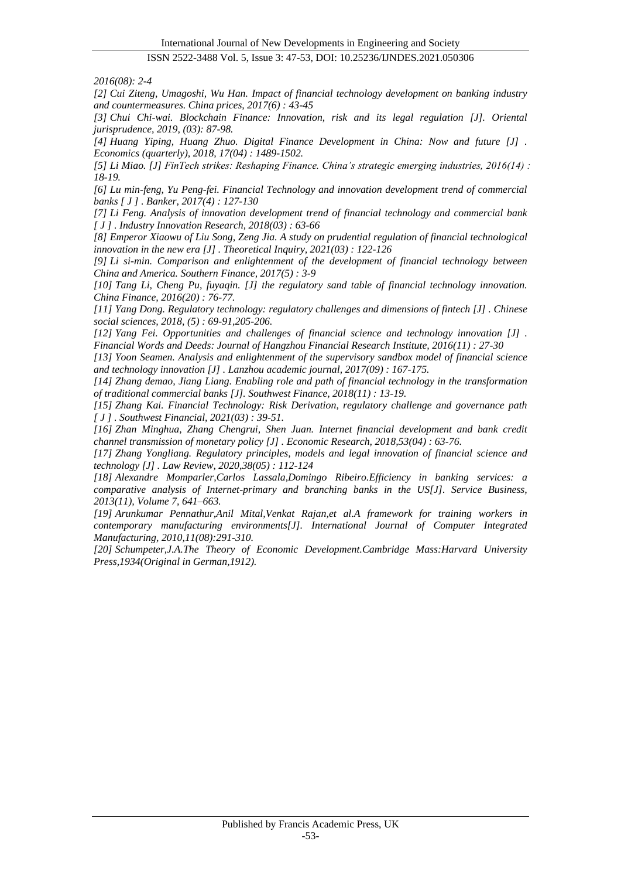*2016(08): 2-4*

*[2] Cui Ziteng, Umagoshi, Wu Han. Impact of financial technology development on banking industry and countermeasures. China prices, 2017(6) : 43-45*

*[3] Chui Chi-wai. Blockchain Finance: Innovation, risk and its legal regulation [J]. Oriental jurisprudence, 2019, (03): 87-98.*

*[4] Huang Yiping, Huang Zhuo. Digital Finance Development in China: Now and future [J] . Economics (quarterly), 2018, 17(04) : 1489-1502.*

*[5] Li Miao. [J] FinTech strikes: Reshaping Finance. China's strategic emerging industries, 2016(14) : 18-19.*

*[6] Lu min-feng, Yu Peng-fei. Financial Technology and innovation development trend of commercial banks [ J ] . Banker, 2017(4) : 127-130*

*[7] Li Feng. Analysis of innovation development trend of financial technology and commercial bank [ J ] . Industry Innovation Research, 2018(03) : 63-66*

*[8] Emperor Xiaowu of Liu Song, Zeng Jia. A study on prudential regulation of financial technological innovation in the new era [J] . Theoretical Inquiry, 2021(03) : 122-126*

*[9] Li si-min. Comparison and enlightenment of the development of financial technology between China and America. Southern Finance, 2017(5) : 3-9*

*[10] Tang Li, Cheng Pu, fuyaqin. [J] the regulatory sand table of financial technology innovation. China Finance, 2016(20) : 76-77.*

*[11] Yang Dong. Regulatory technology: regulatory challenges and dimensions of fintech [J] . Chinese social sciences, 2018, (5) : 69-91,205-206.*

*[12] Yang Fei. Opportunities and challenges of financial science and technology innovation [J] . Financial Words and Deeds: Journal of Hangzhou Financial Research Institute, 2016(11) : 27-30*

*[13] Yoon Seamen. Analysis and enlightenment of the supervisory sandbox model of financial science and technology innovation [J] . Lanzhou academic journal, 2017(09) : 167-175.*

*[14] Zhang demao, Jiang Liang. Enabling role and path of financial technology in the transformation of traditional commercial banks [J]. Southwest Finance, 2018(11) : 13-19.*

*[15] Zhang Kai. Financial Technology: Risk Derivation, regulatory challenge and governance path [ J ] . Southwest Financial, 2021(03) : 39-51.*

*[16] Zhan Minghua, Zhang Chengrui, Shen Juan. Internet financial development and bank credit channel transmission of monetary policy [J] . Economic Research, 2018,53(04) : 63-76.*

*[17] Zhang Yongliang. Regulatory principles, models and legal innovation of financial science and technology [J] . Law Review, 2020,38(05) : 112-124*

*[18] Alexandre Momparler,Carlos Lassala,Domingo Ribeiro.Efficiency in banking services: a comparative analysis of Internet-primary and branching banks in the US[J]. Service Business, 2013(11), Volume 7, 641–663.*

*[19] Arunkumar Pennathur,Anil Mital,Venkat Rajan,et al.A framework for training workers in contemporary manufacturing environments[J]. International Journal of Computer Integrated Manufacturing, 2010,11(08):291-310.*

*[20] Schumpeter,J.A.The Theory of Economic Development.Cambridge Mass:Harvard University Press,1934(Original in German,1912).*